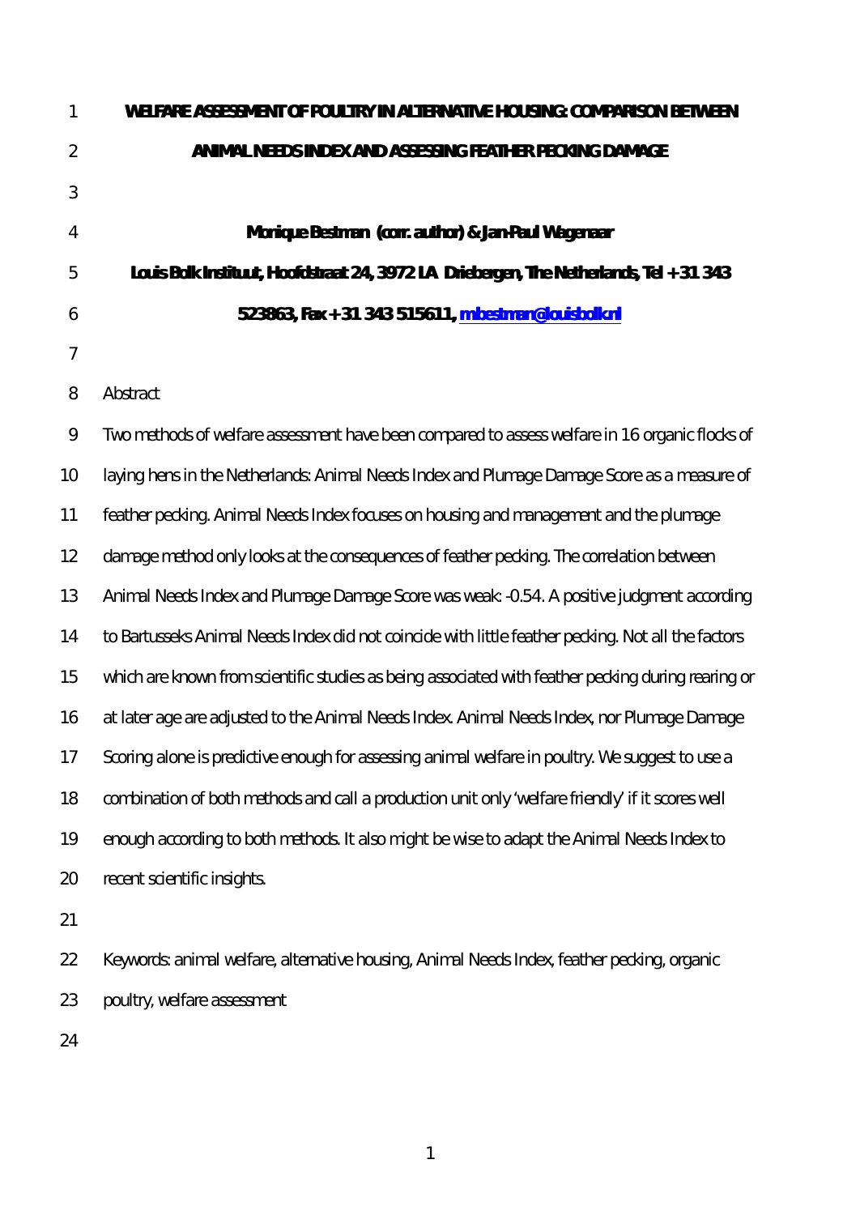# WELFARE ASSESSMENT OF POULTRY IN ALTERNATIVE HOUSING: COMPARISON BETWEEN ANIMAL NEEDS INDEX AND ASSESSING FEATHER PECKING DAMAGE

**Monique Bestman (corr. author) & Jan-Paul Wagenaar**

**Louis Bolk Instituut, Hoofdstraat 24, 3972 LA Driebergen, The Netherlands, Tel +31 343 523863, Fax +31 343 515611, m.bestman@louisbolk.nl**

## Abstract

Two methods of welfare assessment have been compared to assess welfare in 16 organic flocks of laying hens in the Netherlands: Animal Needs Index and Plumage Damage Score as a measure of feather pecking. Animal Needs Index focuses on housing and management and the plumage damage method only looks at the consequences of feather pecking. The correlation between Animal Needs Index and Plumage Damage Score was weak: -0.54. A positive judgment according to Bartusseks Animal Needs Index did not coincide with little feather pecking. Not all the factors which are known from scientific studies as being associated with feather pecking during rearing or at later age are adjusted to the Animal Needs Index. Animal Needs Index, nor Plumage Damage Scoring alone is predictive enough for assessing animal welfare in poultry. We suggest to use a combination of both methods and call a production unit only 'welfare friendly' if it scores well enough according to both methods. It also might be wise to adapt the Animal Needs Index to recent scientific insights.

Keywords: animal welfare, alternative housing, Animal Needs Index, feather pecking, organic poultry, welfare assessment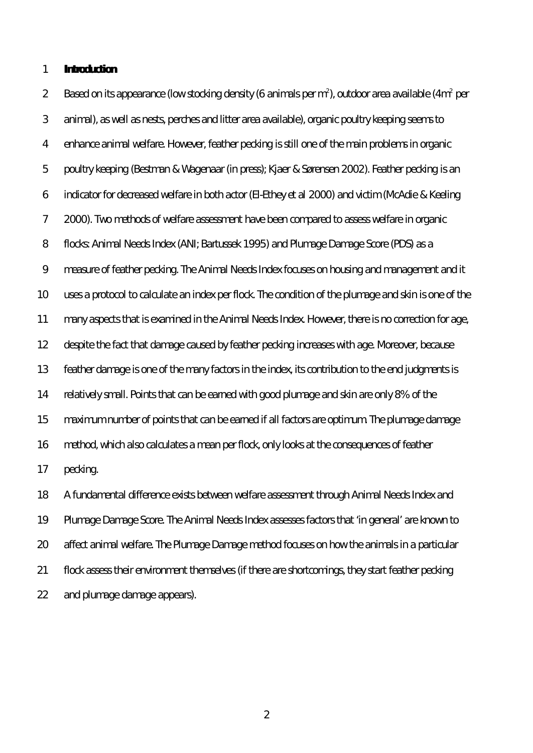## Introduction

Based on its appearance (low stocking density (6 animals per $m^2$), outdoor area available ($4m^2$ per animal), as well as nests, perches and litter area available), organic poultry keeping seems to enhance animal welfare. However, feather pecking is still one of the main problems in organic poultry keeping (Bestman & Wagenaar (in press); Kjaer & Sørensen 2002). Feather pecking is an indicator for decreased welfare in both actor (El-Ethey et al 2000) and victim (McAdie & Keeling 2000). Two methods of welfare assessment have been compared to assess welfare in organic flocks: Animal Needs Index (ANI; Bartussek 1995) and Plumage Damage Score (PDS) as a measure of feather pecking. The Animal Needs Index focuses on housing and management and it uses a protocol to calculate an index per flock. The condition of the plumage and skin is one of the many aspects that is examined in the Animal Needs Index. However, there is no correction for age, despite the fact that damage caused by feather pecking increases with age. Moreover, because feather damage is one of the many factors in the index, its contribution to the end judgments is relatively small. Points that can be earned with good plumage and skin are only 8% of the maximum number of points that can be earned if all factors are optimum. The plumage damage method, which also calculates a mean per flock, only looks at the consequences of feather pecking.

A fundamental difference exists between welfare assessment through Animal Needs Index and Plumage Damage Score. The Animal Needs Index assesses factors that 'in general' are known to affect animal welfare. The Plumage Damage method focuses on how the animals in a particular flock assess their environment themselves (if there are shortcomings, they start feather pecking and plumage damage appears).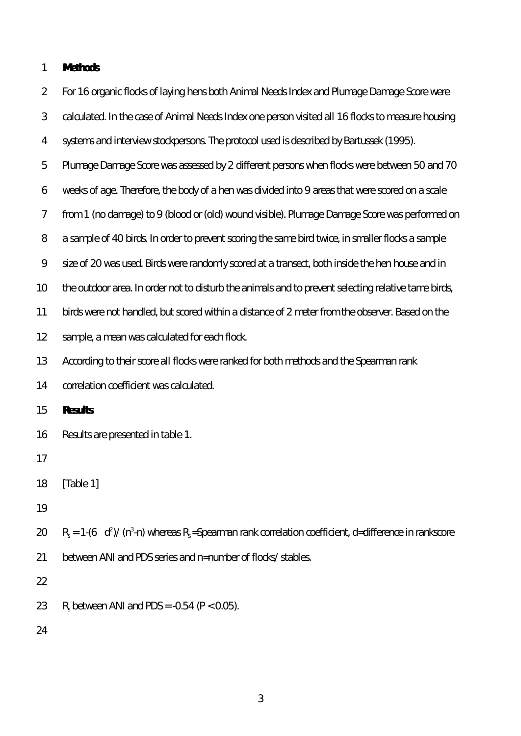**Methods**

For 16 organic flocks of laying hens both Animal Needs Index and Plumage Damage Score were calculated. In the case of Animal Needs Index one person visited all 16 flocks to measure housing systems and interview stockpersons. The protocol used is described by Bartussek (1995). Plumage Damage Score was assessed by 2 different persons when flocks were between 50 and 70 weeks of age. Therefore, the body of a hen was divided into 9 areas that were scored on a scale from 1 (no damage) to 9 (blood or (old) wound visible). Plumage Damage Score was performed on a sample of 40 birds. In order to prevent scoring the same bird twice, in smaller flocks a sample size of 20 was used. Birds were randomly scored at a transect, both inside the hen house and in the outdoor area. In order not to disturb the animals and to prevent selecting relative tame birds, birds were not handled, but scored within a distance of 2 meter from the observer. Based on the sample, a mean was calculated for each flock.

According to their score all flocks were ranked for both methods and the Spearman rank correlation coefficient was calculated.

**Results**

Results are presented in table 1.

[Table 1]

$R_s = 1-(6\sum d^2)/(n^3-n)$ whereas $R_s$=Spearman rank correlation coefficient, d=difference in rankscore between ANI and PDS series and n=number of flocks/stables.

$R_s$ between ANI and PDS = -0.54 ($P < 0.05$).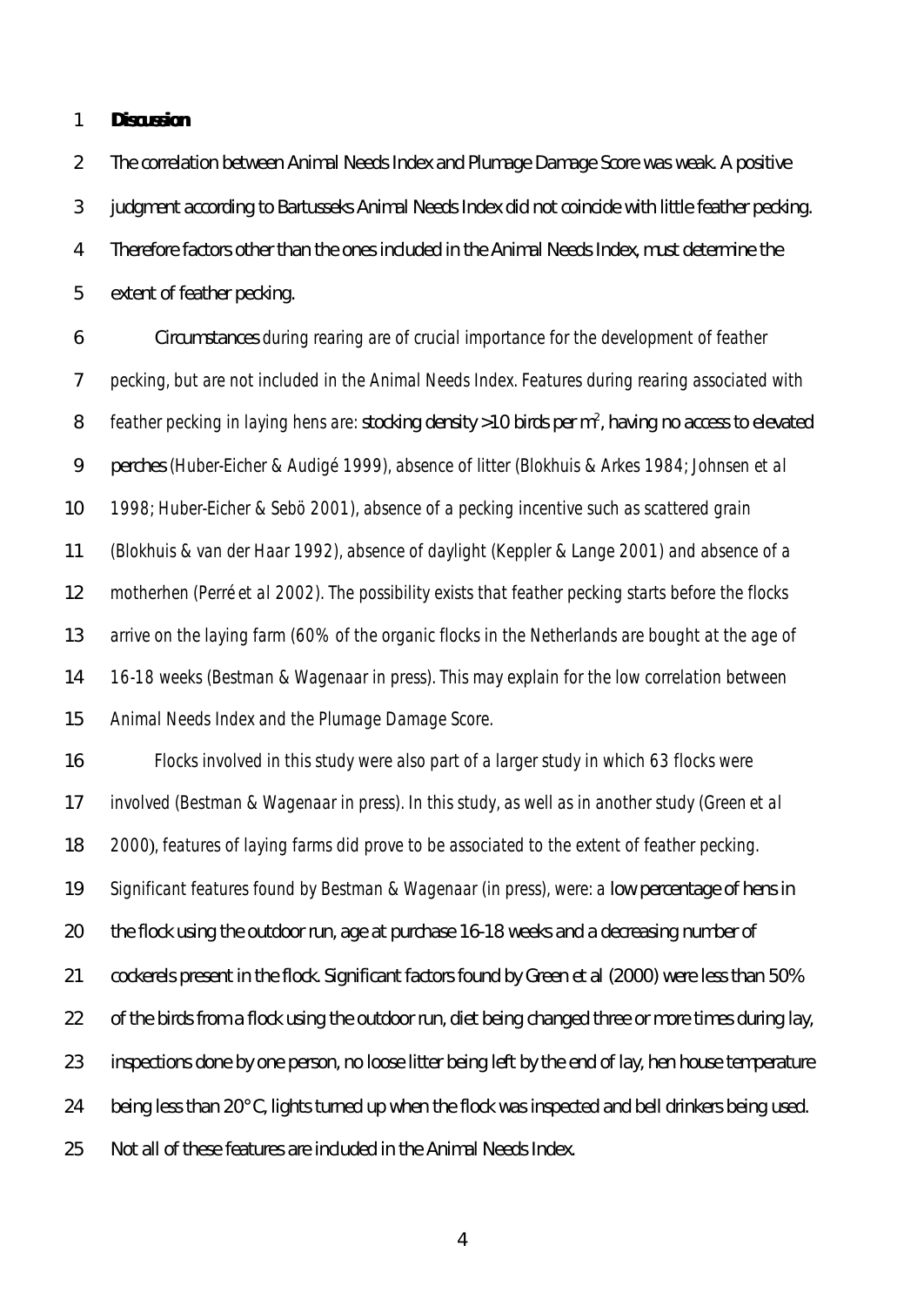**Discussion**

The correlation between Animal Needs Index and Plumage Damage Score was weak. A positive judgment according to Bartusseks Animal Needs Index did not coincide with little feather pecking. Therefore factors other than the ones included in the Animal Needs Index, must determine the extent of feather pecking.

Circumstances during rearing are of crucial importance for the development of feather pecking, but are not included in the Animal Needs Index. Features during rearing associated with feather pecking in laying hens are: stocking density >10 birds per m$^2$, having no access to elevated perches (Huber-Eicher & Audigé 1999), absence of litter (Blokhuis & Arkes 1984; Johnsen *et al* 1998; Huber-Eicher & Sebö 2001), absence of a pecking incentive such as scattered grain (Blokhuis & van der Haar 1992), absence of daylight (Keppler & Lange 2001) and absence of a motherhen (Perré *et al* 2002). The possibility exists that feather pecking starts before the flocks arrive on the laying farm (60% of the organic flocks in the Netherlands are bought at the age of 16-18 weeks (Bestman & Wagenaar in press). This may explain for the low correlation between Animal Needs Index and the Plumage Damage Score.

Flocks involved in this study were also part of a larger study in which 63 flocks were involved (Bestman & Wagenaar in press). In this study, as well as in another study (Green *et al* 2000), features of laying farms did prove to be associated to the extent of feather pecking. Significant features found by Bestman & Wagenaar (in press), were: a low percentage of hens in the flock using the outdoor run, age at purchase 16-18 weeks and a decreasing number of cockerels present in the flock. Significant factors found by Green *et al* (2000) were less than 50% of the birds from a flock using the outdoor run, diet being changed three or more times during lay, inspections done by one person, no loose litter being left by the end of lay, hen house temperature being less than 20°C, lights turned up when the flock was inspected and bell drinkers being used. Not all of these features are included in the Animal Needs Index.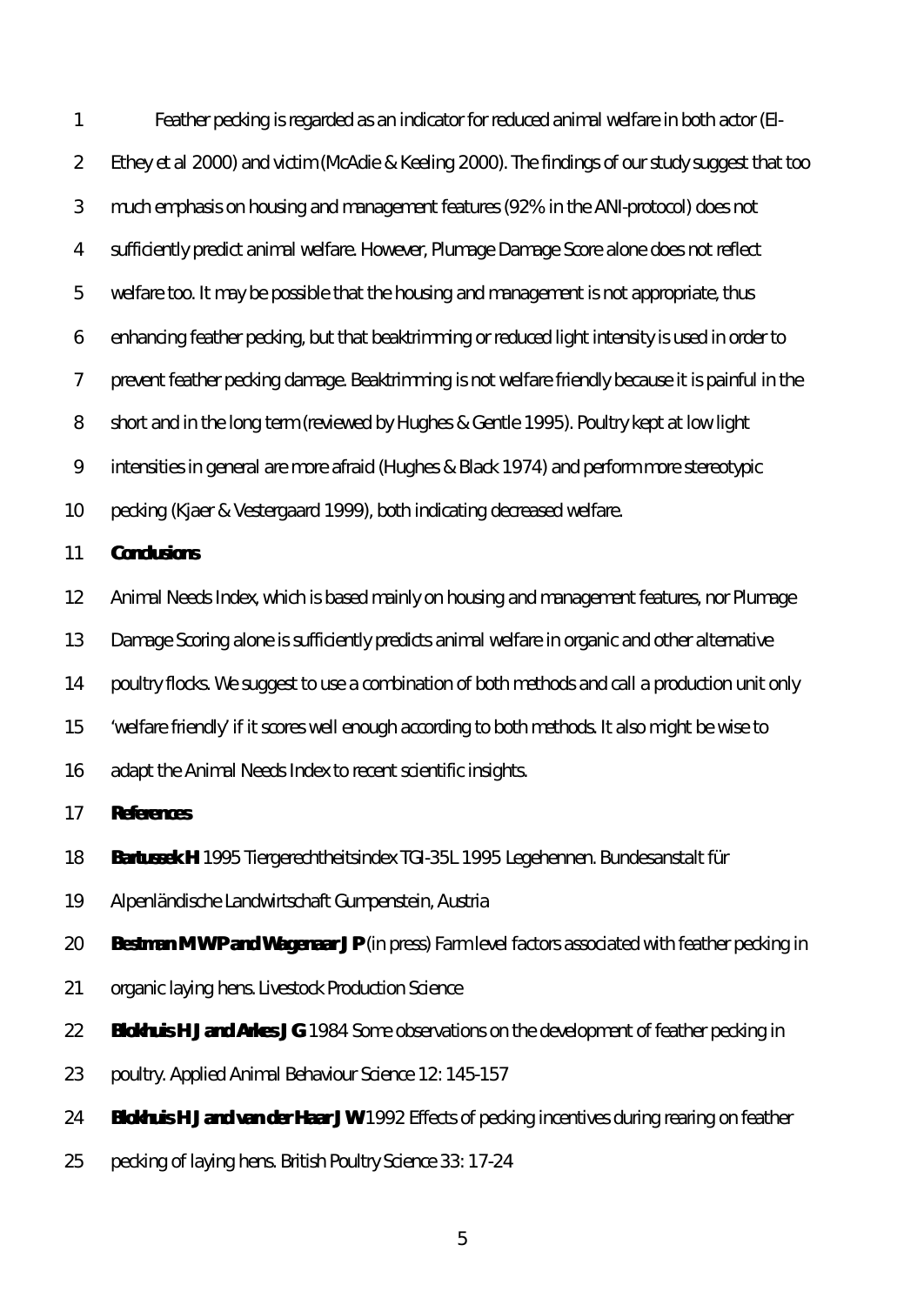Feather pecking is regarded as an indicator for reduced animal welfare in both actor (El-Ethey et al 2000) and victim (McAdie & Keeling 2000). The findings of our study suggest that too much emphasis on housing and management features (92% in the ANI-protocol) does not sufficiently predict animal welfare. However, Plumage Damage Score alone does not reflect welfare too. It may be possible that the housing and management is not appropriate, thus enhancing feather pecking, but that beaktrimming or reduced light intensity is used in order to prevent feather pecking damage. Beaktrimming is not welfare friendly because it is painful in the short and in the long term (reviewed by Hughes & Gentle 1995). Poultry kept at low light intensities in general are more afraid (Hughes & Black 1974) and perform more stereotypic pecking (Kjaer & Vestergaard 1999), both indicating decreased welfare.

## Conclusions

Animal Needs Index, which is based mainly on housing and management features, nor Plumage Damage Scoring alone is sufficiently predicts animal welfare in organic and other alternative poultry flocks. We suggest to use a combination of both methods and call a production unit only 'welfare friendly' if it scores well enough according to both methods. It also might be wise to adapt the Animal Needs Index to recent scientific insights.

## References

**Bartussek H** 1995 Tiergerechtheitsindex TGI-35L 1995 Legehennen. Bundesanstalt für Alpenländische Landwirtschaft Gumpenstein, Austria

**Bestman M W P and Wagenaar J P** (in press) Farm level factors associated with feather pecking in organic laying hens. Livestock Production Science

**Blokhuis H J and Arkes J G** 1984 Some observations on the development of feather pecking in poultry. Applied Animal Behaviour Science 12: 145-157

**Blokhuis H J and van der Haar J W** 1992 Effects of pecking incentives during rearing on feather pecking of laying hens. British Poultry Science 33: 17-24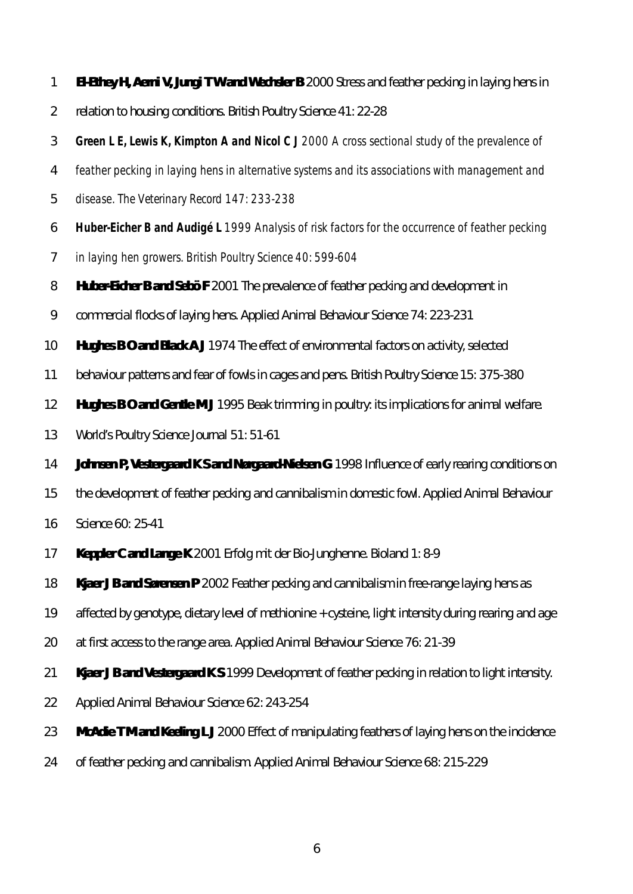**El-Lethey H, Aerni V, Jungi T W and Wechsler B** 2000 Stress and feather pecking in laying hens in relation to housing conditions. British Poultry Science 41: 22-28

*Green L E, Lewis K, Kimpton A and Nicol C J 2000 A cross sectional study of the prevalence of feather pecking in laying hens in alternative systems and its associations with management and disease. The Veterinary Record 147: 233-238*

*Huber-Eicher B and Audigé L 1999 Analysis of risk factors for the occurrence of feather pecking in laying hen growers. British Poultry Science 40: 599-604*

**Huber-Eicher B and Sebö F** 2001 The prevalence of feather pecking and development in commercial flocks of laying hens. Applied Animal Behaviour Science 74: 223-231

**Hughes B O and Black A J** 1974 The effect of environmental factors on activity, selected behaviour patterns and fear of fowls in cages and pens. British Poultry Science 15: 375-380

**Hughes B O and Gentle M J** 1995 Beak trimming in poultry: its implications for animal welfare. World's Poultry Science Journal 51: 51-61

**Johnsen P, Vestergaard K S and Nørgaard-Nielsen G** 1998 Influence of early rearing conditions on the development of feather pecking and cannibalism in domestic fowl. Applied Animal Behaviour Science 60: 25-41

**Keppler C and Lange K** 2001 Erfolg mit der Bio-Junghenne. Bioland 1: 8-9

**Kjaer J B and Sørensen P** 2002 Feather pecking and cannibalism in free-range laying hens as affected by genotype, dietary level of methionine + cysteine, light intensity during rearing and age at first access to the range area. Applied Animal Behaviour Science 76: 21-39

**Kjaer J B and Vestergaard K S** 1999 Development of feather pecking in relation to light intensity. Applied Animal Behaviour Science 62: 243-254

**McAdie T M and Keeling L J** 2000 Effect of manipulating feathers of laying hens on the incidence of feather pecking and cannibalism. Applied Animal Behaviour Science 68: 215-229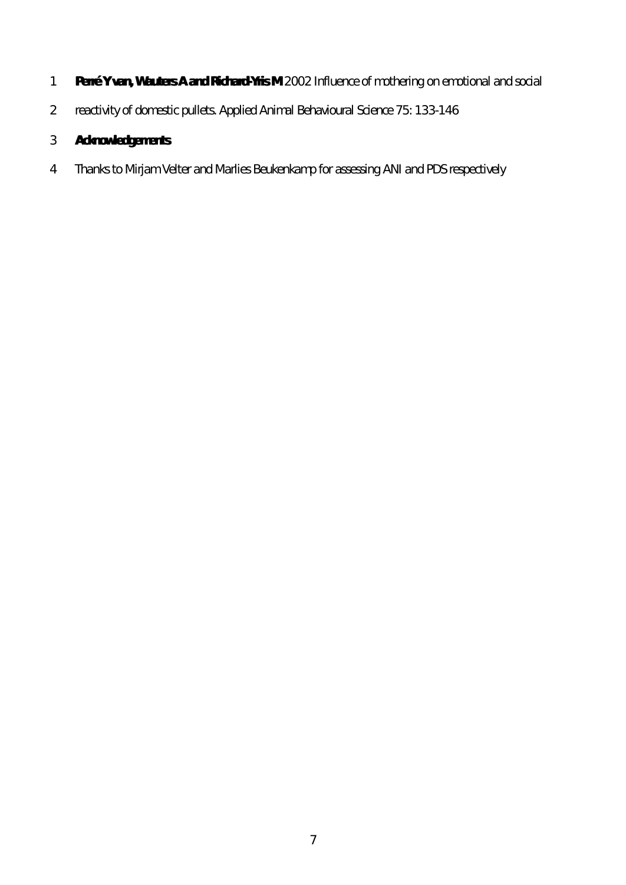**Perré Y van, Wauters A and Richard-Yris M** 2002 Influence of mothering on emotional and social reactivity of domestic pullets. Applied Animal Behavioural Science 75: 133-146

**Acknowledgements**

Thanks to Mirjam Velter and Marlies Beukenkamp for assessing ANI and PDS respectively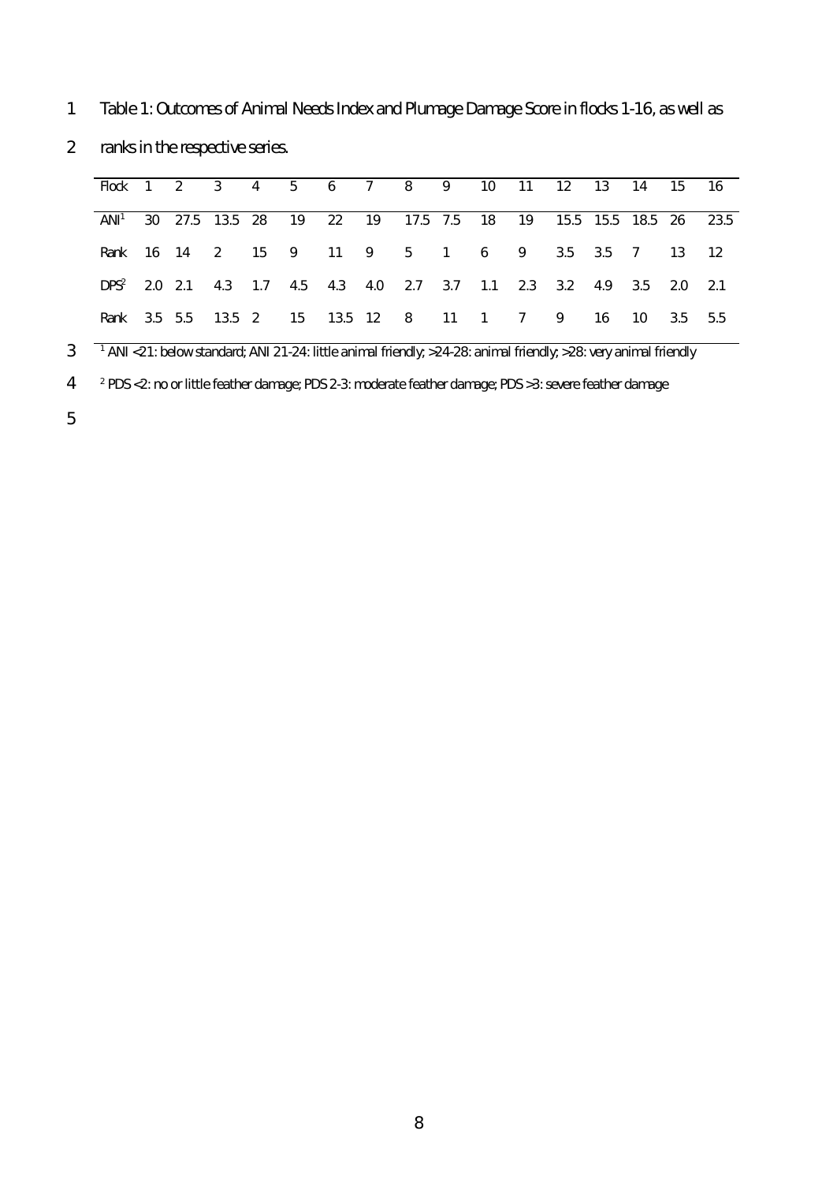Table 1: Outcomes of Animal Needs Index and Plumage Damage Score in flocks 1-16, as well as ranks in the respective series.

| Flock | 1 | 2 | 3 | 4 | 5 | 6 | 7 | 8 | 9 | 10 | 11 | 12 | 13 | 14 | 15 | 16 |
|---|---|---|---|---|---|---|---|---|---|---|---|---|---|---|---|---|
| ANI[1] | 30 | 27.5 | 13.5 | 28 | 19 | 22 | 19 | 17.5 | 7.5 | 18 | 19 | 15.5 | 15.5 | 18.5 | 26 | 23.5 |
| Rank | 16 | 14 | 2 | 15 | 9 | 11 | 9 | 5 | 1 | 6 | 9 | 3.5 | 3.5 | 7 | 13 | 12 |
| DPS[2] | 2.0 | 2.1 | 4.3 | 1.7 | 4.5 | 4.3 | 4.0 | 2.7 | 3.7 | 1.1 | 2.3 | 3.2 | 4.9 | 3.5 | 2.0 | 2.1 |
| Rank | 3.5 | 5.5 | 13.5 | 2 | 15 | 13.5 | 12 | 8 | 11 | 1 | 7 | 9 | 16 | 10 | 3.5 | 5.5 |

[1] ANI <21: below standard; ANI 21-24: little animal friendly; >24-28: animal friendly; >28: very animal friendly

[2] PDS <2: no or little feather damage; PDS 2-3: moderate feather damage; PDS >3: severe feather damage